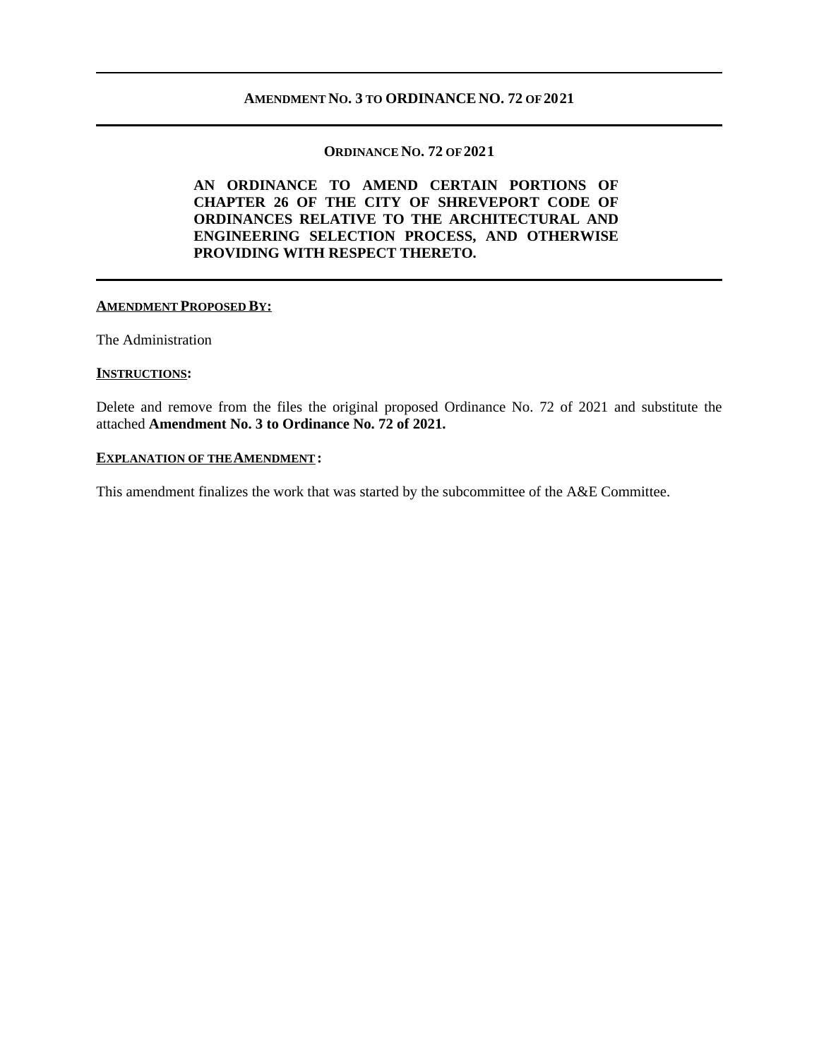## AMENDMENT NO. 3 TO ORDINANCE NO. 72 OF 2021

### ORDINANCE NO. 72 OF 2021

**AN ORDINANCE TO AMEND CERTAIN PORTIONS OF CHAPTER 26 OF THE CITY OF SHREVEPORT CODE OF ORDINANCES RELATIVE TO THE ARCHITECTURAL AND ENGINEERING SELECTION PROCESS, AND OTHERWISE PROVIDING WITH RESPECT THERETO.**

**AMENDMENT PROPOSED BY:**

The Administration

**INSTRUCTIONS:**

Delete and remove from the files the original proposed Ordinance No. 72 of 2021 and substitute the attached **Amendment No. 3 to Ordinance No. 72 of 2021.**

**EXPLANATION OF THE AMENDMENT:**

This amendment finalizes the work that was started by the subcommittee of the A&E Committee.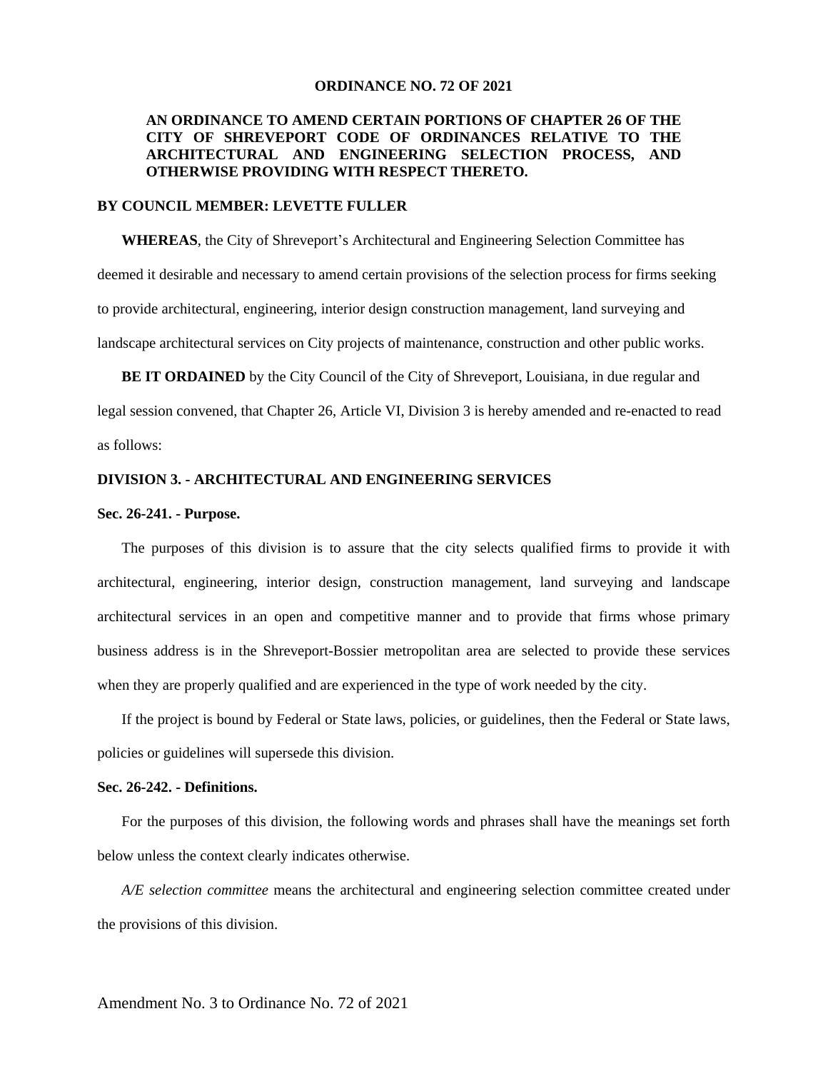**ORDINANCE NO. 72 OF 2021**

**AN ORDINANCE TO AMEND CERTAIN PORTIONS OF CHAPTER 26 OF THE CITY OF SHREVEPORT CODE OF ORDINANCES RELATIVE TO THE ARCHITECTURAL AND ENGINEERING SELECTION PROCESS, AND OTHERWISE PROVIDING WITH RESPECT THERETO.**

**BY COUNCIL MEMBER: LEVETTE FULLER**

**WHEREAS**, the City of Shreveport's Architectural and Engineering Selection Committee has deemed it desirable and necessary to amend certain provisions of the selection process for firms seeking to provide architectural, engineering, interior design construction management, land surveying and landscape architectural services on City projects of maintenance, construction and other public works.

**BE IT ORDAINED** by the City Council of the City of Shreveport, Louisiana, in due regular and legal session convened, that Chapter 26, Article VI, Division 3 is hereby amended and re-enacted to read as follows:

**DIVISION 3. - ARCHITECTURAL AND ENGINEERING SERVICES**

**Sec. 26-241. - Purpose.**

The purposes of this division is to assure that the city selects qualified firms to provide it with architectural, engineering, interior design, construction management, land surveying and landscape architectural services in an open and competitive manner and to provide that firms whose primary business address is in the Shreveport-Bossier metropolitan area are selected to provide these services when they are properly qualified and are experienced in the type of work needed by the city.

If the project is bound by Federal or State laws, policies, or guidelines, then the Federal or State laws, policies or guidelines will supersede this division.

**Sec. 26-242. - Definitions.**

For the purposes of this division, the following words and phrases shall have the meanings set forth below unless the context clearly indicates otherwise.

*A/E selection committee* means the architectural and engineering selection committee created under the provisions of this division.

Amendment No. 3 to Ordinance No. 72 of 2021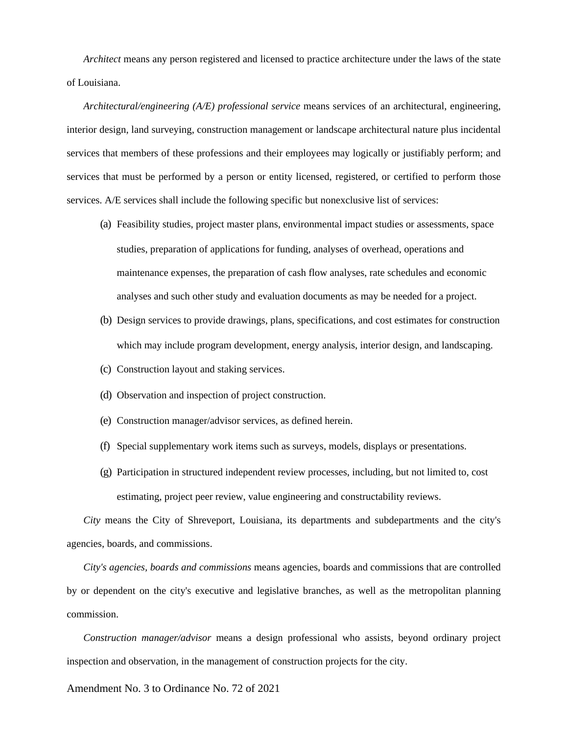*Architect* means any person registered and licensed to practice architecture under the laws of the state of Louisiana.

*Architectural/engineering (A/E) professional service* means services of an architectural, engineering, interior design, land surveying, construction management or landscape architectural nature plus incidental services that members of these professions and their employees may logically or justifiably perform; and services that must be performed by a person or entity licensed, registered, or certified to perform those services. A/E services shall include the following specific but nonexclusive list of services:

(a) Feasibility studies, project master plans, environmental impact studies or assessments, space studies, preparation of applications for funding, analyses of overhead, operations and maintenance expenses, the preparation of cash flow analyses, rate schedules and economic analyses and such other study and evaluation documents as may be needed for a project.

(b) Design services to provide drawings, plans, specifications, and cost estimates for construction which may include program development, energy analysis, interior design, and landscaping.

(c) Construction layout and staking services.

(d) Observation and inspection of project construction.

(e) Construction manager/advisor services, as defined herein.

(f) Special supplementary work items such as surveys, models, displays or presentations.

(g) Participation in structured independent review processes, including, but not limited to, cost estimating, project peer review, value engineering and constructability reviews.

*City* means the City of Shreveport, Louisiana, its departments and subdepartments and the city's agencies, boards, and commissions.

*City's agencies, boards and commissions* means agencies, boards and commissions that are controlled by or dependent on the city's executive and legislative branches, as well as the metropolitan planning commission.

*Construction manager/advisor* means a design professional who assists, beyond ordinary project inspection and observation, in the management of construction projects for the city.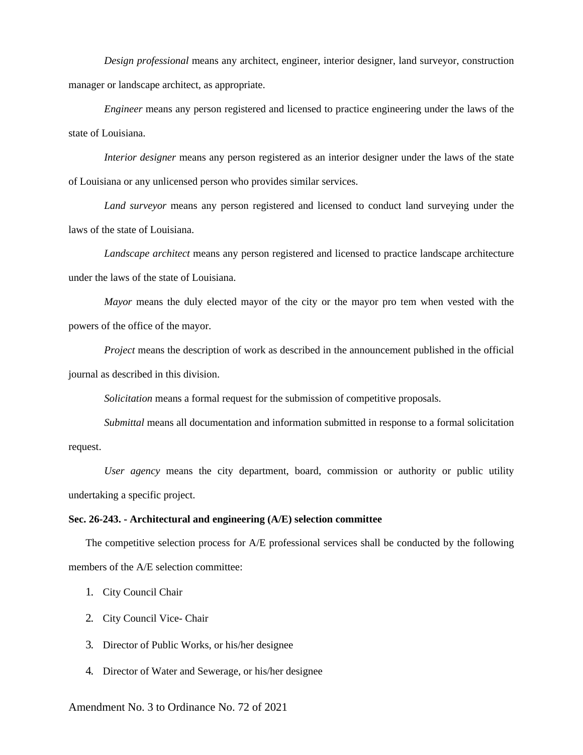*Design professional* means any architect, engineer, interior designer, land surveyor, construction manager or landscape architect, as appropriate.

*Engineer* means any person registered and licensed to practice engineering under the laws of the state of Louisiana.

*Interior designer* means any person registered as an interior designer under the laws of the state of Louisiana or any unlicensed person who provides similar services.

*Land surveyor* means any person registered and licensed to conduct land surveying under the laws of the state of Louisiana.

*Landscape architect* means any person registered and licensed to practice landscape architecture under the laws of the state of Louisiana.

*Mayor* means the duly elected mayor of the city or the mayor pro tem when vested with the powers of the office of the mayor.

*Project* means the description of work as described in the announcement published in the official journal as described in this division.

*Solicitation* means a formal request for the submission of competitive proposals.

*Submittal* means all documentation and information submitted in response to a formal solicitation request.

*User agency* means the city department, board, commission or authority or public utility undertaking a specific project.

**Sec. 26-243. - Architectural and engineering (A/E) selection committee**

The competitive selection process for A/E professional services shall be conducted by the following members of the A/E selection committee:

1. City Council Chair
2. City Council Vice- Chair
3. Director of Public Works, or his/her designee
4. Director of Water and Sewerage, or his/her designee

Amendment No. 3 to Ordinance No. 72 of 2021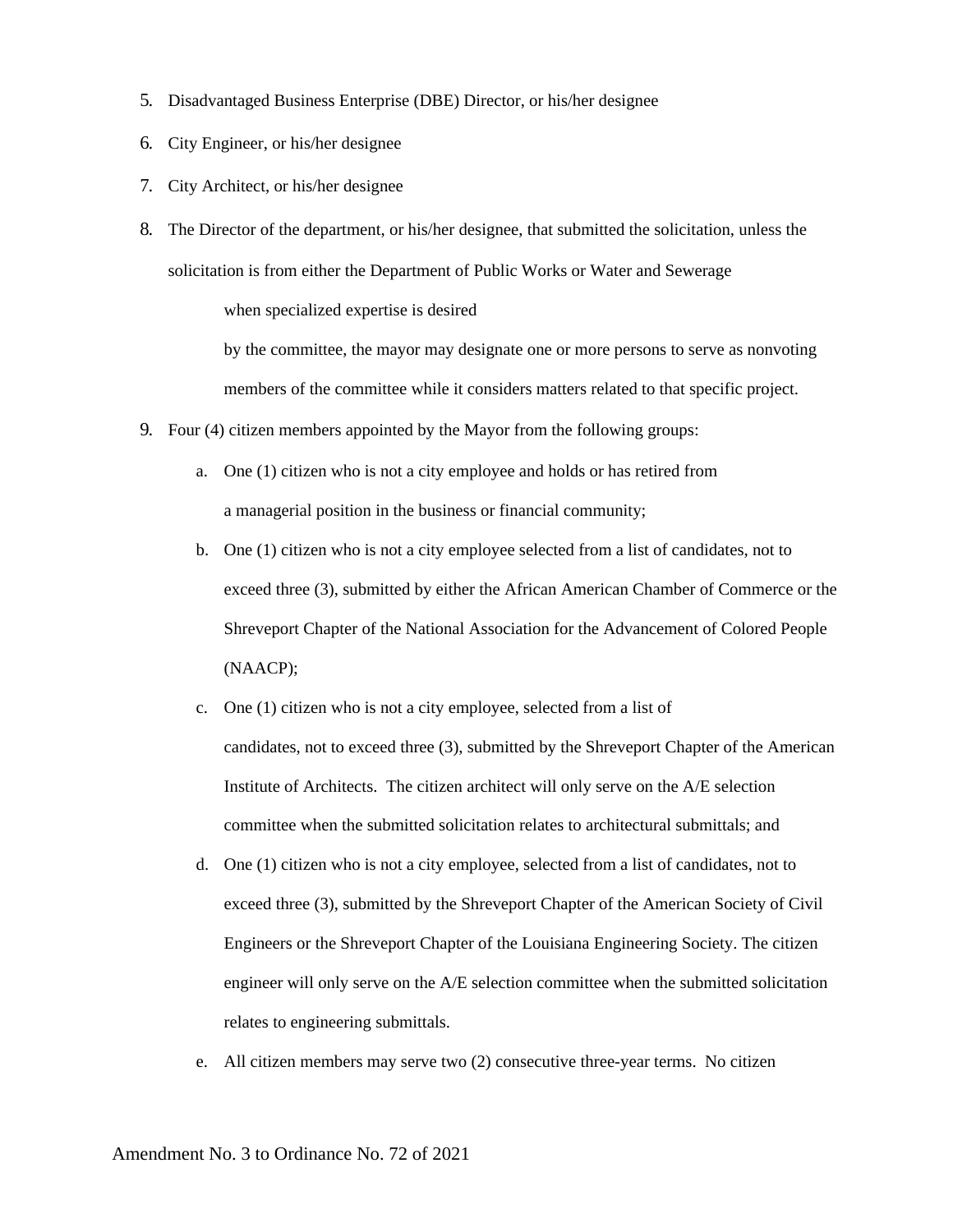5. Disadvantaged Business Enterprise (DBE) Director, or his/her designee
6. City Engineer, or his/her designee
7. City Architect, or his/her designee
8. The Director of the department, or his/her designee, that submitted the solicitation, unless the solicitation is from either the Department of Public Works or Water and Sewerage

   when specialized expertise is desired

   by the committee, the mayor may designate one or more persons to serve as nonvoting members of the committee while it considers matters related to that specific project.

9. Four (4) citizen members appointed by the Mayor from the following groups:
   a. One (1) citizen who is not a city employee and holds or has retired from a managerial position in the business or financial community;
   b. One (1) citizen who is not a city employee selected from a list of candidates, not to exceed three (3), submitted by either the African American Chamber of Commerce or the Shreveport Chapter of the National Association for the Advancement of Colored People (NAACP);
   c. One (1) citizen who is not a city employee, selected from a list of candidates, not to exceed three (3), submitted by the Shreveport Chapter of the American Institute of Architects. The citizen architect will only serve on the A/E selection committee when the submitted solicitation relates to architectural submittals; and
   d. One (1) citizen who is not a city employee, selected from a list of candidates, not to exceed three (3), submitted by the Shreveport Chapter of the American Society of Civil Engineers or the Shreveport Chapter of the Louisiana Engineering Society. The citizen engineer will only serve on the A/E selection committee when the submitted solicitation relates to engineering submittals.
   e. All citizen members may serve two (2) consecutive three-year terms. No citizen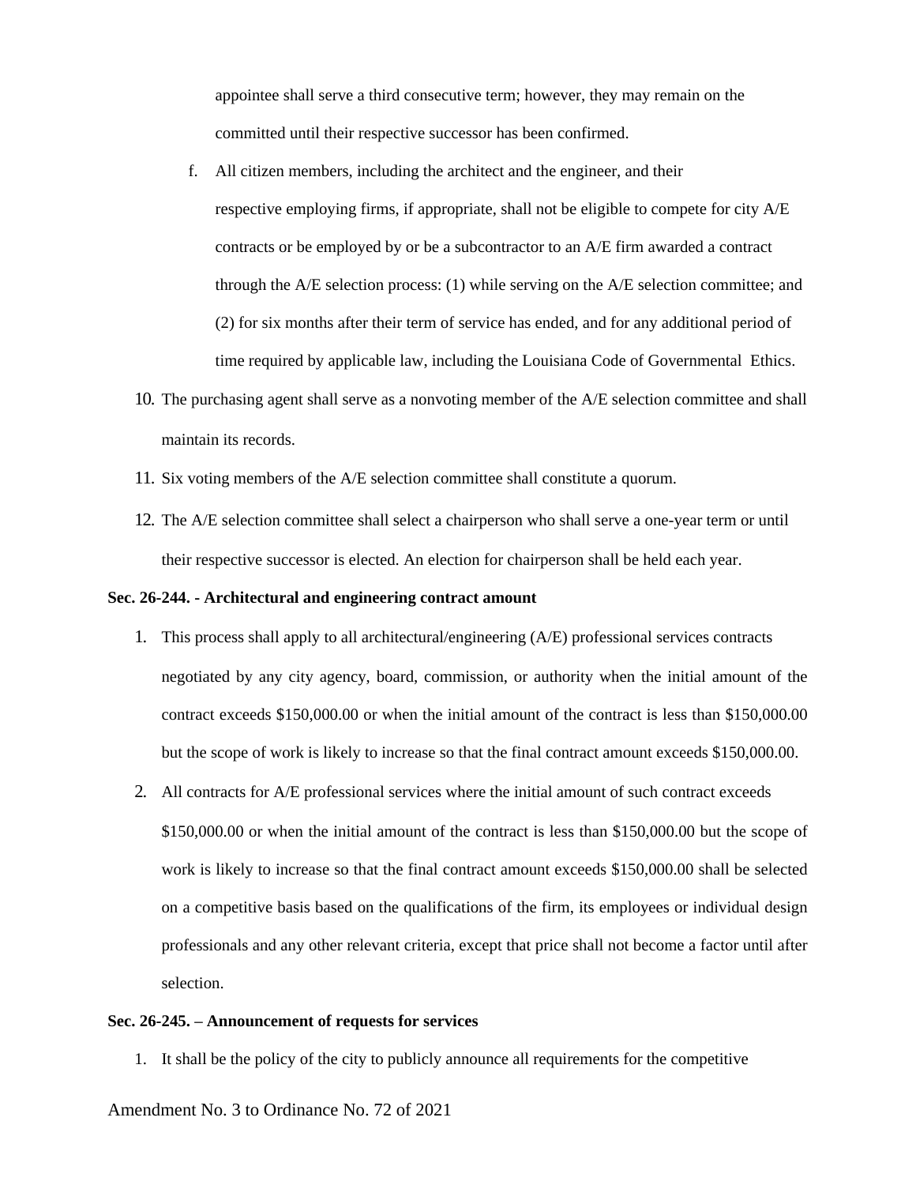appointee shall serve a third consecutive term; however, they may remain on the committed until their respective successor has been confirmed.

f. All citizen members, including the architect and the engineer, and their respective employing firms, if appropriate, shall not be eligible to compete for city A/E contracts or be employed by or be a subcontractor to an A/E firm awarded a contract through the A/E selection process: (1) while serving on the A/E selection committee; and (2) for six months after their term of service has ended, and for any additional period of time required by applicable law, including the Louisiana Code of Governmental Ethics.

10. The purchasing agent shall serve as a nonvoting member of the A/E selection committee and shall maintain its records.
11. Six voting members of the A/E selection committee shall constitute a quorum.
12. The A/E selection committee shall select a chairperson who shall serve a one-year term or until their respective successor is elected. An election for chairperson shall be held each year.

**Sec. 26-244. - Architectural and engineering contract amount**

1. This process shall apply to all architectural/engineering (A/E) professional services contracts negotiated by any city agency, board, commission, or authority when the initial amount of the contract exceeds $150,000.00 or when the initial amount of the contract is less than $150,000.00 but the scope of work is likely to increase so that the final contract amount exceeds $150,000.00.
2. All contracts for A/E professional services where the initial amount of such contract exceeds $150,000.00 or when the initial amount of the contract is less than $150,000.00 but the scope of work is likely to increase so that the final contract amount exceeds $150,000.00 shall be selected on a competitive basis based on the qualifications of the firm, its employees or individual design professionals and any other relevant criteria, except that price shall not become a factor until after selection.

**Sec. 26-245. – Announcement of requests for services**

1. It shall be the policy of the city to publicly announce all requirements for the competitive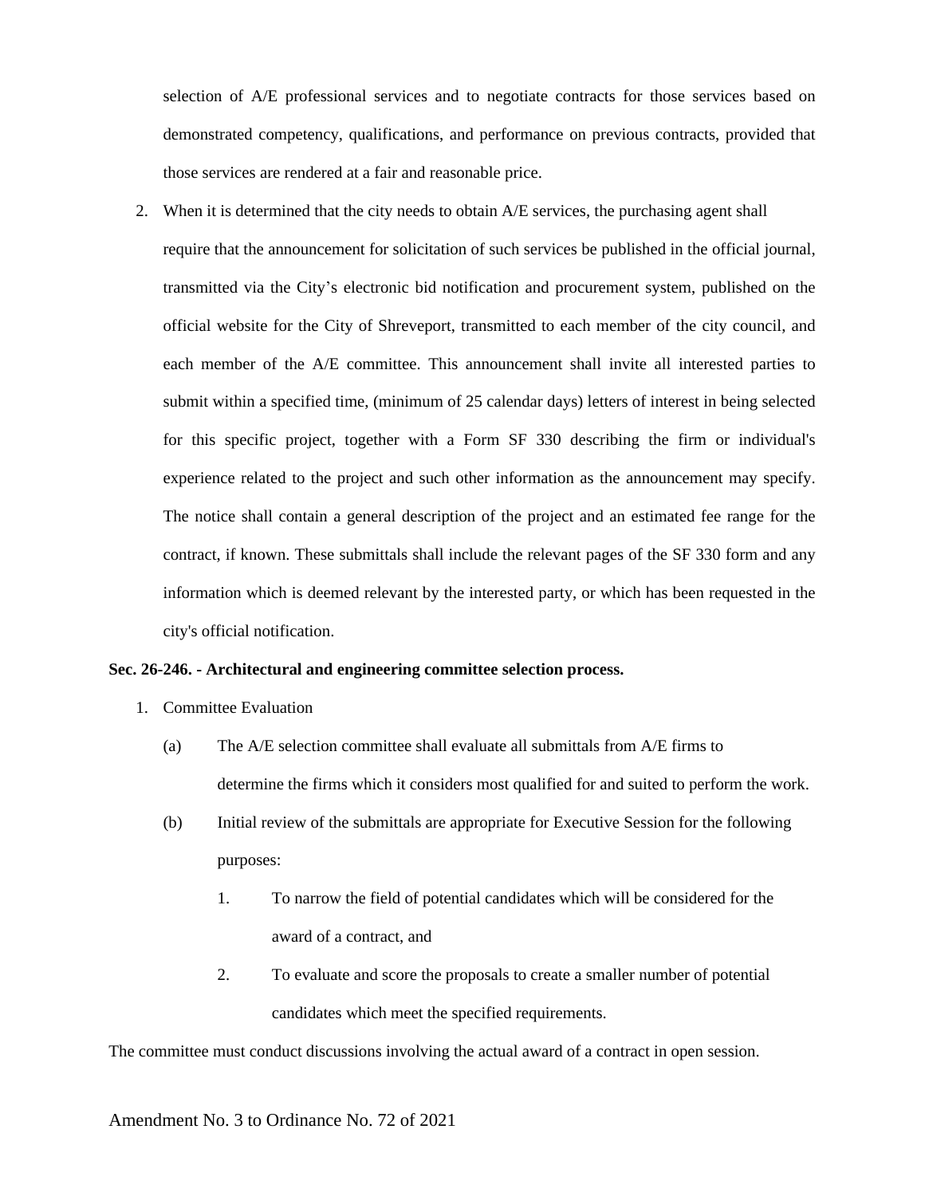selection of A/E professional services and to negotiate contracts for those services based on demonstrated competency, qualifications, and performance on previous contracts, provided that those services are rendered at a fair and reasonable price.

2. When it is determined that the city needs to obtain A/E services, the purchasing agent shall require that the announcement for solicitation of such services be published in the official journal, transmitted via the City's electronic bid notification and procurement system, published on the official website for the City of Shreveport, transmitted to each member of the city council, and each member of the A/E committee. This announcement shall invite all interested parties to submit within a specified time, (minimum of 25 calendar days) letters of interest in being selected for this specific project, together with a Form SF 330 describing the firm or individual's experience related to the project and such other information as the announcement may specify. The notice shall contain a general description of the project and an estimated fee range for the contract, if known. These submittals shall include the relevant pages of the SF 330 form and any information which is deemed relevant by the interested party, or which has been requested in the city's official notification.

**Sec. 26-246. - Architectural and engineering committee selection process.**

1. Committee Evaluation

   (a) The A/E selection committee shall evaluate all submittals from A/E firms to determine the firms which it considers most qualified for and suited to perform the work.

   (b) Initial review of the submittals are appropriate for Executive Session for the following purposes:

      1. To narrow the field of potential candidates which will be considered for the award of a contract, and

      2. To evaluate and score the proposals to create a smaller number of potential candidates which meet the specified requirements.

The committee must conduct discussions involving the actual award of a contract in open session.

Amendment No. 3 to Ordinance No. 72 of 2021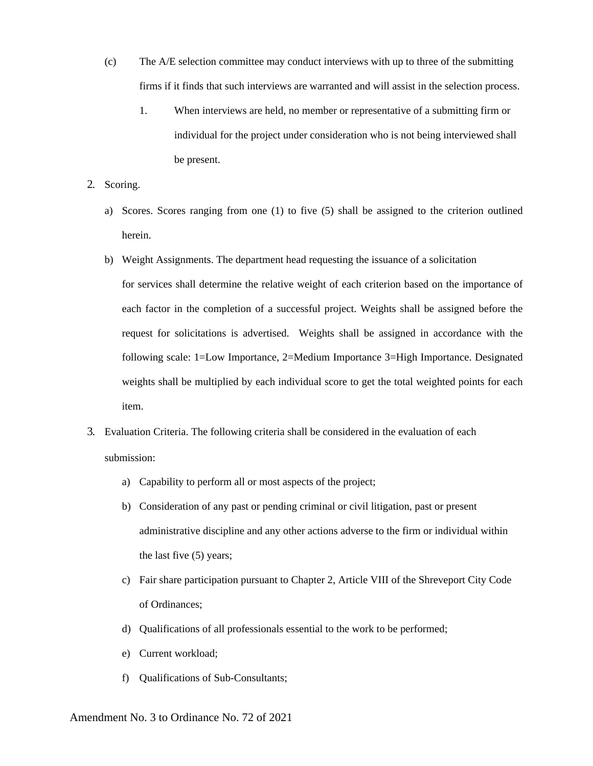(c) The A/E selection committee may conduct interviews with up to three of the submitting firms if it finds that such interviews are warranted and will assist in the selection process.

1. When interviews are held, no member or representative of a submitting firm or individual for the project under consideration who is not being interviewed shall be present.

2. Scoring.

   a) Scores. Scores ranging from one (1) to five (5) shall be assigned to the criterion outlined herein.

   b) Weight Assignments. The department head requesting the issuance of a solicitation for services shall determine the relative weight of each criterion based on the importance of each factor in the completion of a successful project. Weights shall be assigned before the request for solicitations is advertised. Weights shall be assigned in accordance with the following scale: 1=Low Importance, 2=Medium Importance 3=High Importance. Designated weights shall be multiplied by each individual score to get the total weighted points for each item.

3. Evaluation Criteria. The following criteria shall be considered in the evaluation of each submission:

   a) Capability to perform all or most aspects of the project;

   b) Consideration of any past or pending criminal or civil litigation, past or present administrative discipline and any other actions adverse to the firm or individual within the last five (5) years;

   c) Fair share participation pursuant to Chapter 2, Article VIII of the Shreveport City Code of Ordinances;

   d) Qualifications of all professionals essential to the work to be performed;

   e) Current workload;

   f) Qualifications of Sub-Consultants;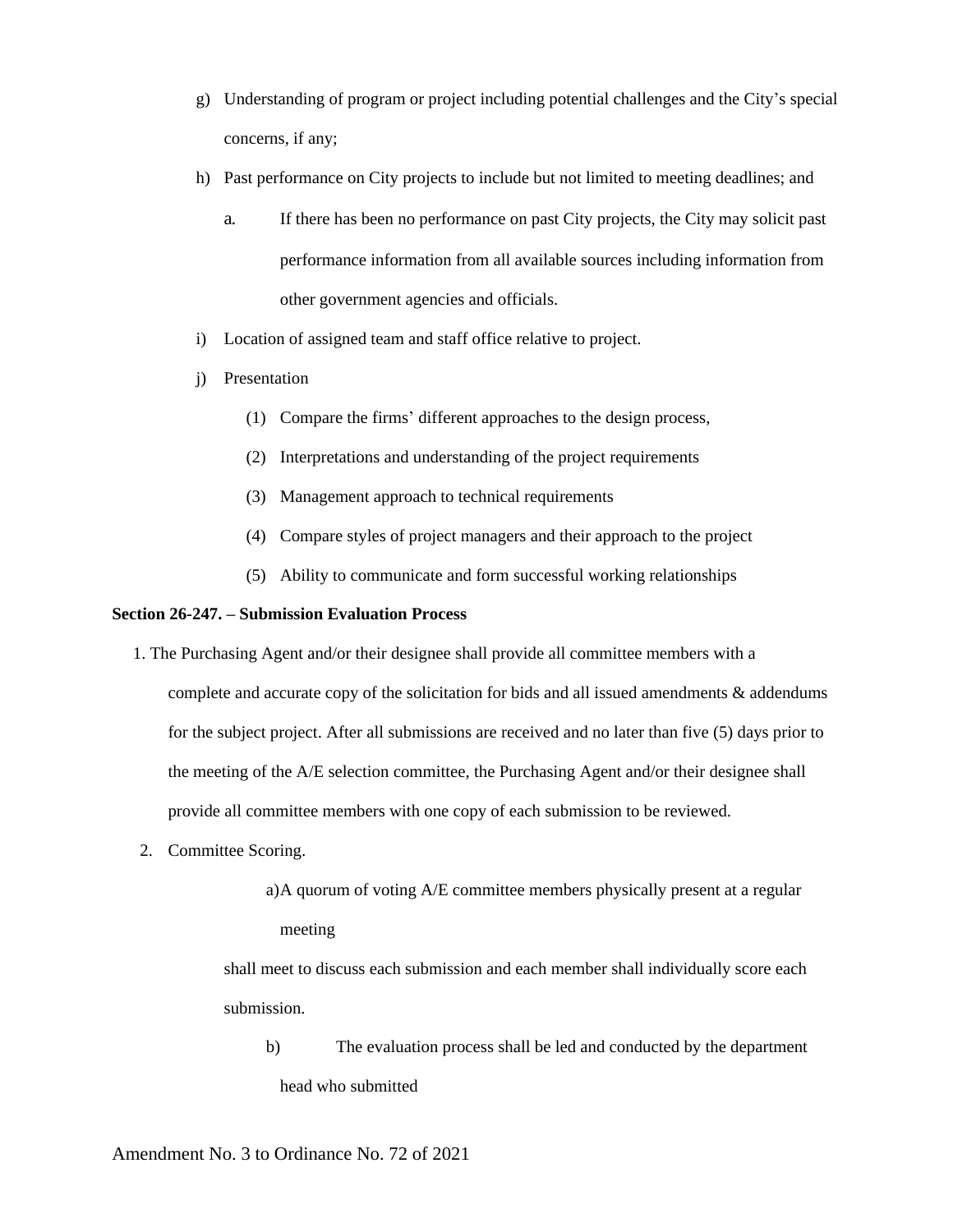g) Understanding of program or project including potential challenges and the City's special concerns, if any;

h) Past performance on City projects to include but not limited to meeting deadlines; and

   a. If there has been no performance on past City projects, the City may solicit past performance information from all available sources including information from other government agencies and officials.

i) Location of assigned team and staff office relative to project.

j) Presentation

   (1) Compare the firms' different approaches to the design process,

   (2) Interpretations and understanding of the project requirements

   (3) Management approach to technical requirements

   (4) Compare styles of project managers and their approach to the project

   (5) Ability to communicate and form successful working relationships

**Section 26-247. – Submission Evaluation Process**

1. The Purchasing Agent and/or their designee shall provide all committee members with a complete and accurate copy of the solicitation for bids and all issued amendments & addendums for the subject project. After all submissions are received and no later than five (5) days prior to the meeting of the A/E selection committee, the Purchasing Agent and/or their designee shall provide all committee members with one copy of each submission to be reviewed.

2. Committee Scoring.

   a) A quorum of voting A/E committee members physically present at a regular meeting shall meet to discuss each submission and each member shall individually score each submission.

   b) The evaluation process shall be led and conducted by the department head who submitted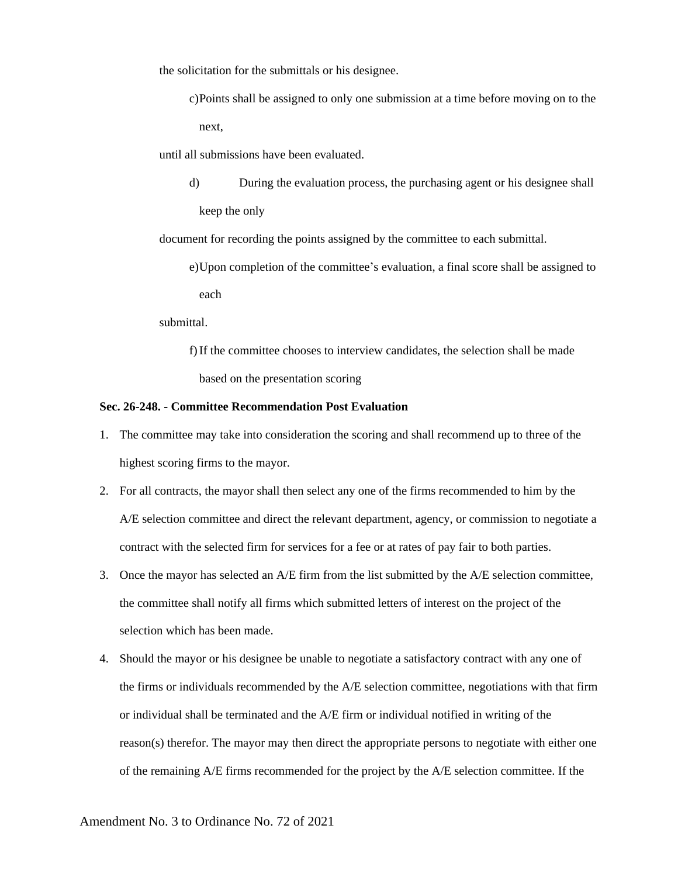the solicitation for the submittals or his designee.

c) Points shall be assigned to only one submission at a time before moving on to the next, until all submissions have been evaluated.

d) During the evaluation process, the purchasing agent or his designee shall keep the only document for recording the points assigned by the committee to each submittal.

e) Upon completion of the committee's evaluation, a final score shall be assigned to each submittal.

f) If the committee chooses to interview candidates, the selection shall be made based on the presentation scoring

**Sec. 26-248. - Committee Recommendation Post Evaluation**

1. The committee may take into consideration the scoring and shall recommend up to three of the highest scoring firms to the mayor.
2. For all contracts, the mayor shall then select any one of the firms recommended to him by the A/E selection committee and direct the relevant department, agency, or commission to negotiate a contract with the selected firm for services for a fee or at rates of pay fair to both parties.
3. Once the mayor has selected an A/E firm from the list submitted by the A/E selection committee, the committee shall notify all firms which submitted letters of interest on the project of the selection which has been made.
4. Should the mayor or his designee be unable to negotiate a satisfactory contract with any one of the firms or individuals recommended by the A/E selection committee, negotiations with that firm or individual shall be terminated and the A/E firm or individual notified in writing of the reason(s) therefor. The mayor may then direct the appropriate persons to negotiate with either one of the remaining A/E firms recommended for the project by the A/E selection committee. If the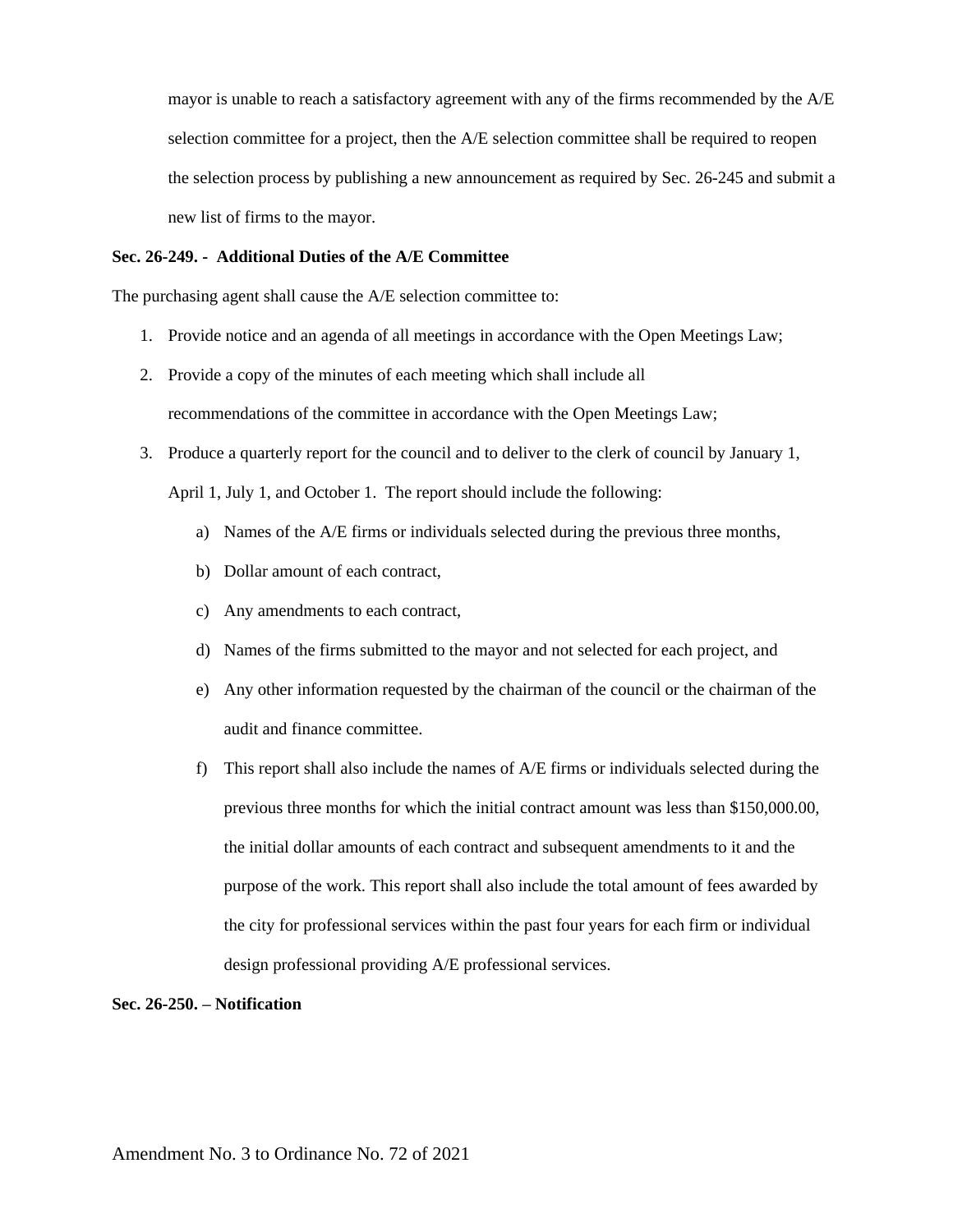mayor is unable to reach a satisfactory agreement with any of the firms recommended by the A/E selection committee for a project, then the A/E selection committee shall be required to reopen the selection process by publishing a new announcement as required by Sec. 26-245 and submit a new list of firms to the mayor.

**Sec. 26-249. - Additional Duties of the A/E Committee**

The purchasing agent shall cause the A/E selection committee to:

1. Provide notice and an agenda of all meetings in accordance with the Open Meetings Law;
2. Provide a copy of the minutes of each meeting which shall include all recommendations of the committee in accordance with the Open Meetings Law;
3. Produce a quarterly report for the council and to deliver to the clerk of council by January 1, April 1, July 1, and October 1. The report should include the following:
   a) Names of the A/E firms or individuals selected during the previous three months,
   b) Dollar amount of each contract,
   c) Any amendments to each contract,
   d) Names of the firms submitted to the mayor and not selected for each project, and
   e) Any other information requested by the chairman of the council or the chairman of the audit and finance committee.
   f) This report shall also include the names of A/E firms or individuals selected during the previous three months for which the initial contract amount was less than $150,000.00, the initial dollar amounts of each contract and subsequent amendments to it and the purpose of the work. This report shall also include the total amount of fees awarded by the city for professional services within the past four years for each firm or individual design professional providing A/E professional services.

**Sec. 26-250. – Notification**

Amendment No. 3 to Ordinance No. 72 of 2021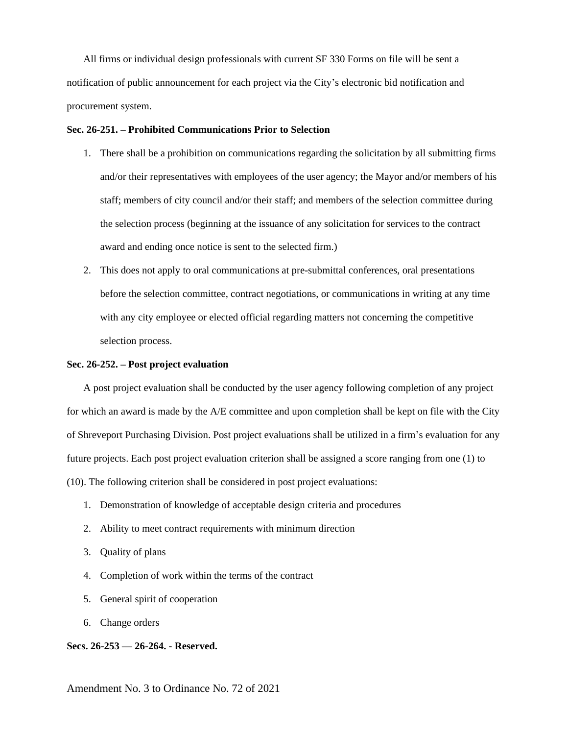All firms or individual design professionals with current SF 330 Forms on file will be sent a notification of public announcement for each project via the City's electronic bid notification and procurement system.

**Sec. 26-251. – Prohibited Communications Prior to Selection**

1. There shall be a prohibition on communications regarding the solicitation by all submitting firms and/or their representatives with employees of the user agency; the Mayor and/or members of his staff; members of city council and/or their staff; and members of the selection committee during the selection process (beginning at the issuance of any solicitation for services to the contract award and ending once notice is sent to the selected firm.)
2. This does not apply to oral communications at pre-submittal conferences, oral presentations before the selection committee, contract negotiations, or communications in writing at any time with any city employee or elected official regarding matters not concerning the competitive selection process.

**Sec. 26-252. – Post project evaluation**

A post project evaluation shall be conducted by the user agency following completion of any project for which an award is made by the A/E committee and upon completion shall be kept on file with the City of Shreveport Purchasing Division. Post project evaluations shall be utilized in a firm's evaluation for any future projects. Each post project evaluation criterion shall be assigned a score ranging from one (1) to (10). The following criterion shall be considered in post project evaluations:

1. Demonstration of knowledge of acceptable design criteria and procedures
2. Ability to meet contract requirements with minimum direction
3. Quality of plans
4. Completion of work within the terms of the contract
5. General spirit of cooperation
6. Change orders

**Secs. 26-253 — 26-264. - Reserved.**

Amendment No. 3 to Ordinance No. 72 of 2021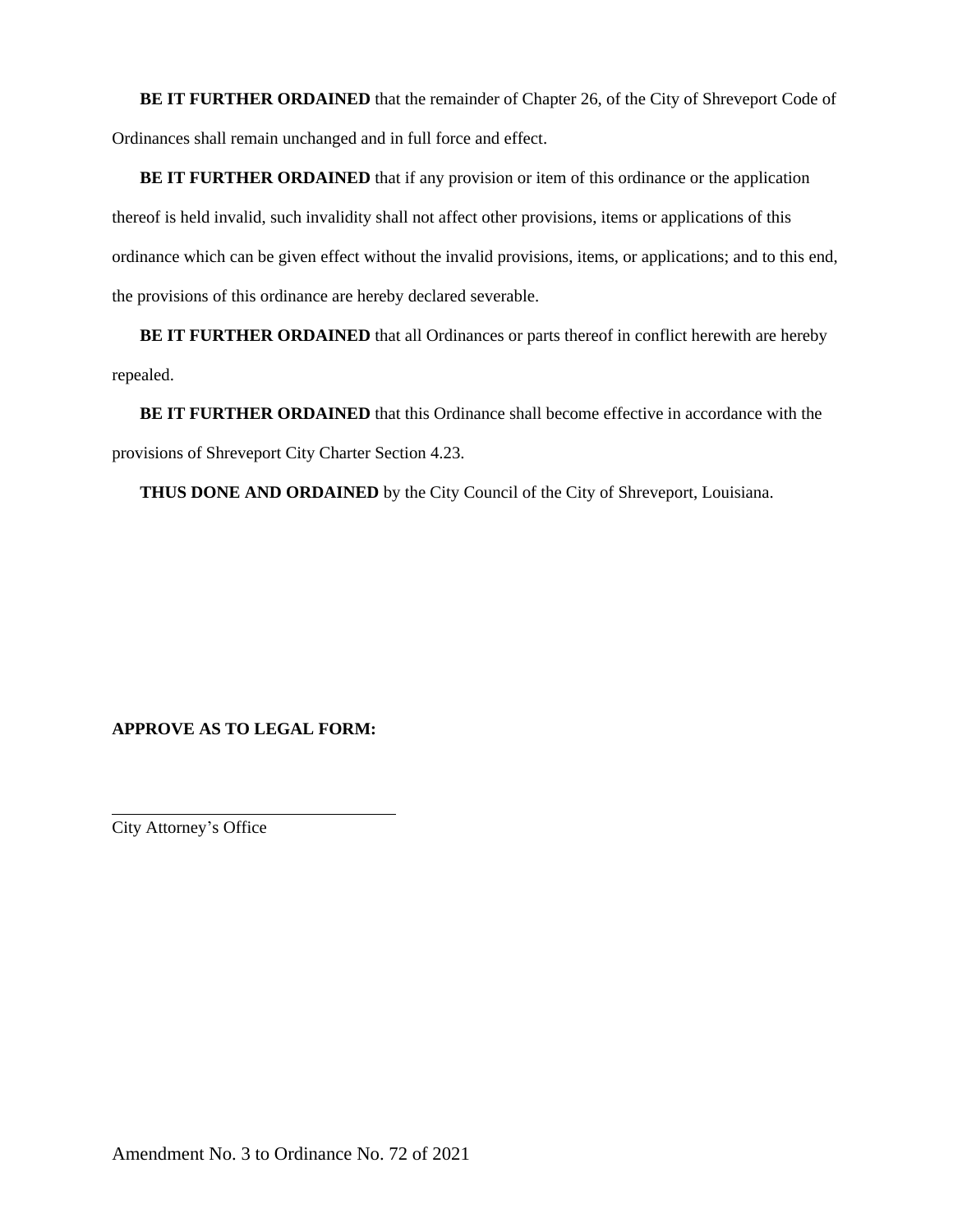**BE IT FURTHER ORDAINED** that the remainder of Chapter 26, of the City of Shreveport Code of Ordinances shall remain unchanged and in full force and effect.

**BE IT FURTHER ORDAINED** that if any provision or item of this ordinance or the application thereof is held invalid, such invalidity shall not affect other provisions, items or applications of this ordinance which can be given effect without the invalid provisions, items, or applications; and to this end, the provisions of this ordinance are hereby declared severable.

**BE IT FURTHER ORDAINED** that all Ordinances or parts thereof in conflict herewith are hereby repealed.

**BE IT FURTHER ORDAINED** that this Ordinance shall become effective in accordance with the provisions of Shreveport City Charter Section 4.23.

**THUS DONE AND ORDAINED** by the City Council of the City of Shreveport, Louisiana.

**APPROVE AS TO LEGAL FORM:**

\_\_\_\_\_\_\_\_\_\_\_\_\_\_\_\_\_\_\_\_\_\_\_\_\_\_\_\_\_\_\_\_

City Attorney's Office

Amendment No. 3 to Ordinance No. 72 of 2021